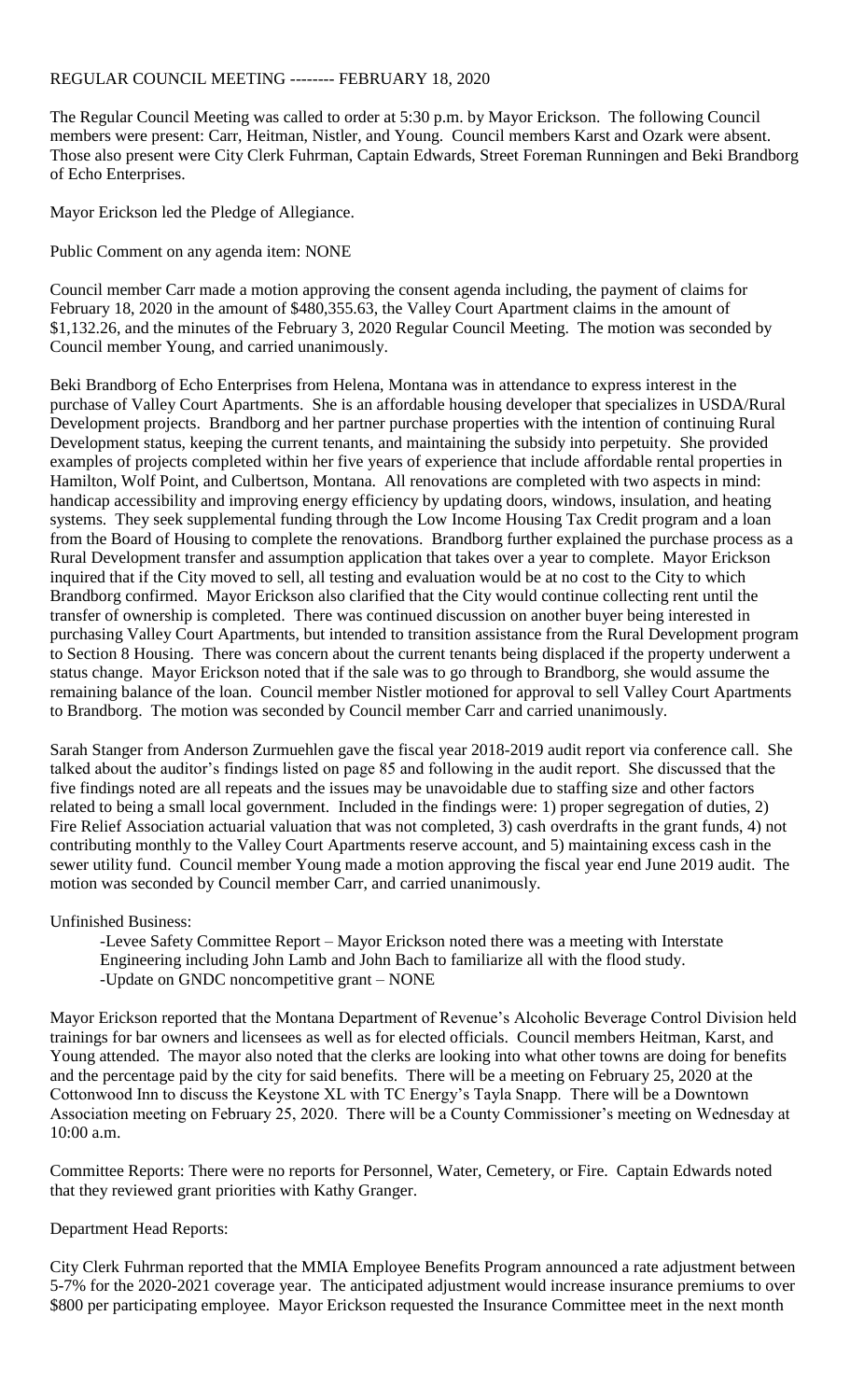REGULAR COUNCIL MEETING -------- FEBRUARY 18, 2020

The Regular Council Meeting was called to order at 5:30 p.m. by Mayor Erickson. The following Council members were present: Carr, Heitman, Nistler, and Young. Council members Karst and Ozark were absent. Those also present were City Clerk Fuhrman, Captain Edwards, Street Foreman Runningen and Beki Brandborg of Echo Enterprises.

Mayor Erickson led the Pledge of Allegiance.

Public Comment on any agenda item: NONE

Council member Carr made a motion approving the consent agenda including, the payment of claims for February 18, 2020 in the amount of $480,355.63, the Valley Court Apartment claims in the amount of $1,132.26, and the minutes of the February 3, 2020 Regular Council Meeting. The motion was seconded by Council member Young, and carried unanimously.

Beki Brandborg of Echo Enterprises from Helena, Montana was in attendance to express interest in the purchase of Valley Court Apartments. She is an affordable housing developer that specializes in USDA/Rural Development projects. Brandborg and her partner purchase properties with the intention of continuing Rural Development status, keeping the current tenants, and maintaining the subsidy into perpetuity. She provided examples of projects completed within her five years of experience that include affordable rental properties in Hamilton, Wolf Point, and Culbertson, Montana. All renovations are completed with two aspects in mind: handicap accessibility and improving energy efficiency by updating doors, windows, insulation, and heating systems. They seek supplemental funding through the Low Income Housing Tax Credit program and a loan from the Board of Housing to complete the renovations. Brandborg further explained the purchase process as a Rural Development transfer and assumption application that takes over a year to complete. Mayor Erickson inquired that if the City moved to sell, all testing and evaluation would be at no cost to the City to which Brandborg confirmed. Mayor Erickson also clarified that the City would continue collecting rent until the transfer of ownership is completed. There was continued discussion on another buyer being interested in purchasing Valley Court Apartments, but intended to transition assistance from the Rural Development program to Section 8 Housing. There was concern about the current tenants being displaced if the property underwent a status change. Mayor Erickson noted that if the sale was to go through to Brandborg, she would assume the remaining balance of the loan. Council member Nistler motioned for approval to sell Valley Court Apartments to Brandborg. The motion was seconded by Council member Carr and carried unanimously.

Sarah Stanger from Anderson Zurmuehlen gave the fiscal year 2018-2019 audit report via conference call. She talked about the auditor's findings listed on page 85 and following in the audit report. She discussed that the five findings noted are all repeats and the issues may be unavoidable due to staffing size and other factors related to being a small local government. Included in the findings were: 1) proper segregation of duties, 2) Fire Relief Association actuarial valuation that was not completed, 3) cash overdrafts in the grant funds, 4) not contributing monthly to the Valley Court Apartments reserve account, and 5) maintaining excess cash in the sewer utility fund. Council member Young made a motion approving the fiscal year end June 2019 audit. The motion was seconded by Council member Carr, and carried unanimously.

Unfinished Business:

-Levee Safety Committee Report – Mayor Erickson noted there was a meeting with Interstate Engineering including John Lamb and John Bach to familiarize all with the flood study.
-Update on GNDC noncompetitive grant – NONE

Mayor Erickson reported that the Montana Department of Revenue's Alcoholic Beverage Control Division held trainings for bar owners and licensees as well as for elected officials. Council members Heitman, Karst, and Young attended. The mayor also noted that the clerks are looking into what other towns are doing for benefits and the percentage paid by the city for said benefits. There will be a meeting on February 25, 2020 at the Cottonwood Inn to discuss the Keystone XL with TC Energy's Tayla Snapp. There will be a Downtown Association meeting on February 25, 2020. There will be a County Commissioner's meeting on Wednesday at 10:00 a.m.

Committee Reports: There were no reports for Personnel, Water, Cemetery, or Fire. Captain Edwards noted that they reviewed grant priorities with Kathy Granger.

Department Head Reports:

City Clerk Fuhrman reported that the MMIA Employee Benefits Program announced a rate adjustment between 5-7% for the 2020-2021 coverage year. The anticipated adjustment would increase insurance premiums to over $800 per participating employee. Mayor Erickson requested the Insurance Committee meet in the next month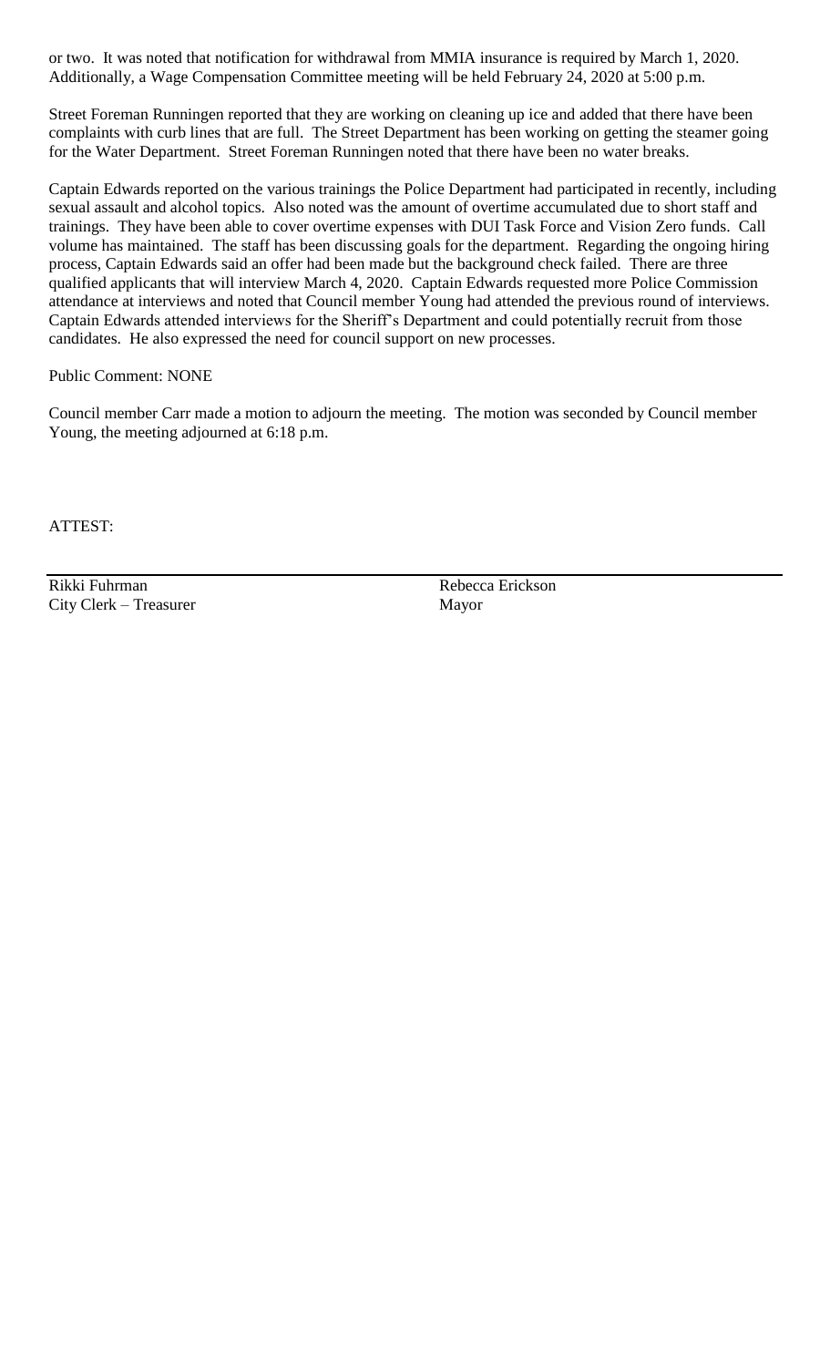or two. It was noted that notification for withdrawal from MMIA insurance is required by March 1, 2020. Additionally, a Wage Compensation Committee meeting will be held February 24, 2020 at 5:00 p.m.

Street Foreman Runningen reported that they are working on cleaning up ice and added that there have been complaints with curb lines that are full. The Street Department has been working on getting the steamer going for the Water Department. Street Foreman Runningen noted that there have been no water breaks.

Captain Edwards reported on the various trainings the Police Department had participated in recently, including sexual assault and alcohol topics. Also noted was the amount of overtime accumulated due to short staff and trainings. They have been able to cover overtime expenses with DUI Task Force and Vision Zero funds. Call volume has maintained. The staff has been discussing goals for the department. Regarding the ongoing hiring process, Captain Edwards said an offer had been made but the background check failed. There are three qualified applicants that will interview March 4, 2020. Captain Edwards requested more Police Commission attendance at interviews and noted that Council member Young had attended the previous round of interviews. Captain Edwards attended interviews for the Sheriff's Department and could potentially recruit from those candidates. He also expressed the need for council support on new processes.

Public Comment: NONE

Council member Carr made a motion to adjourn the meeting. The motion was seconded by Council member Young, the meeting adjourned at 6:18 p.m.

ATTEST:

| | |
|---|---|
| Rikki Fuhrman | Rebecca Erickson |
| City Clerk – Treasurer | Mayor |